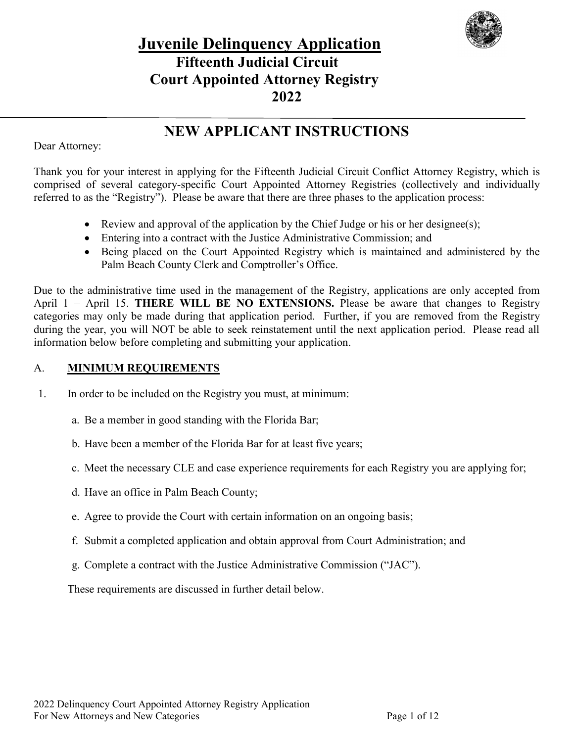# Juvenile Delinquency Application

## Fifteenth Judicial Circuit
## Court Appointed Attorney Registry
## 2022

---

## NEW APPLICANT INSTRUCTIONS

Dear Attorney:

Thank you for your interest in applying for the Fifteenth Judicial Circuit Conflict Attorney Registry, which is comprised of several category-specific Court Appointed Attorney Registries (collectively and individually referred to as the "Registry"). Please be aware that there are three phases to the application process:

- Review and approval of the application by the Chief Judge or his or her designee(s);
- Entering into a contract with the Justice Administrative Commission; and
- Being placed on the Court Appointed Registry which is maintained and administered by the Palm Beach County Clerk and Comptroller's Office.

Due to the administrative time used in the management of the Registry, applications are only accepted from April 1 – April 15. **THERE WILL BE NO EXTENSIONS.** Please be aware that changes to Registry categories may only be made during that application period. Further, if you are removed from the Registry during the year, you will NOT be able to seek reinstatement until the next application period. Please read all information below before completing and submitting your application.

### A. MINIMUM REQUIREMENTS

1. In order to be included on the Registry you must, at minimum:

   a. Be a member in good standing with the Florida Bar;

   b. Have been a member of the Florida Bar for at least five years;

   c. Meet the necessary CLE and case experience requirements for each Registry you are applying for;

   d. Have an office in Palm Beach County;

   e. Agree to provide the Court with certain information on an ongoing basis;

   f. Submit a completed application and obtain approval from Court Administration; and

   g. Complete a contract with the Justice Administrative Commission ("JAC").

   These requirements are discussed in further detail below.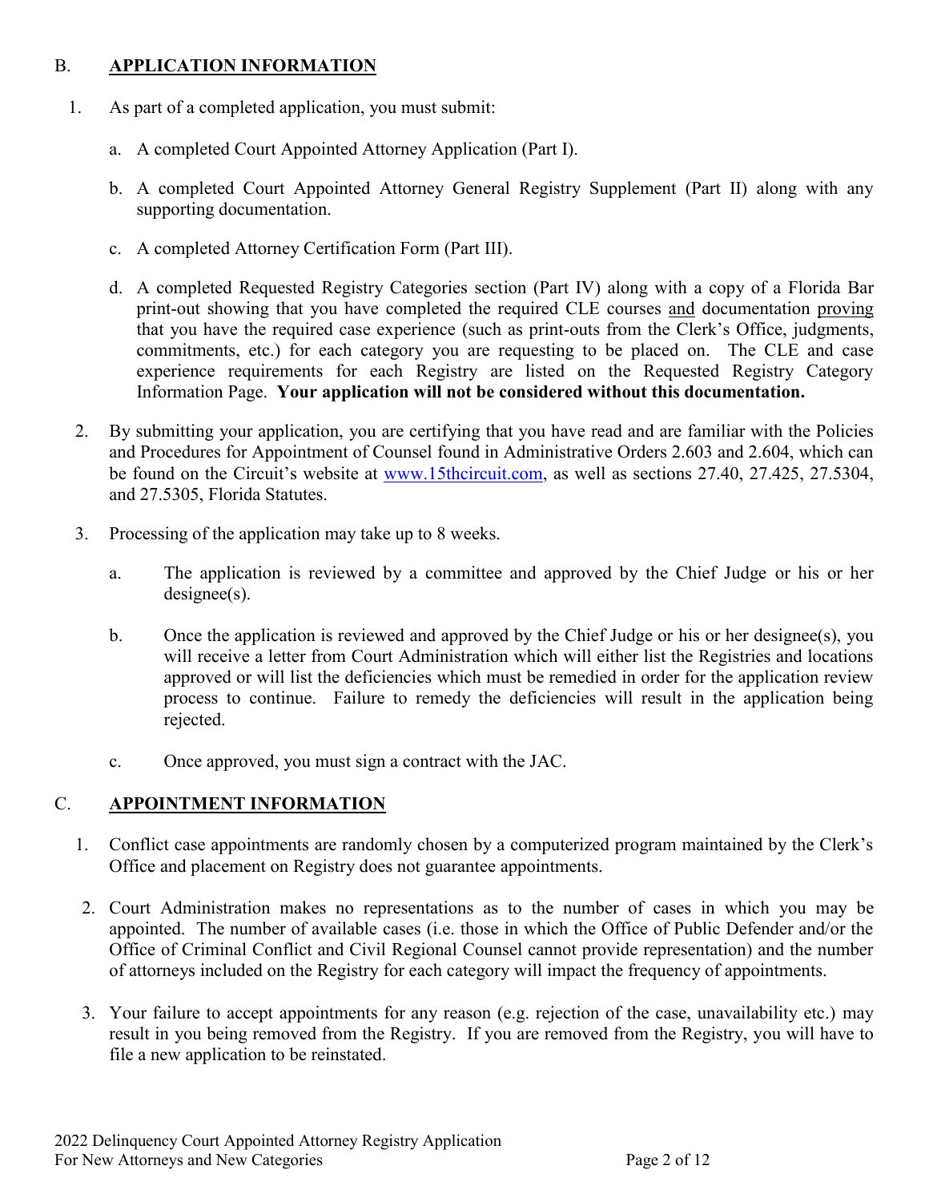## B. **APPLICATION INFORMATION**

1. As part of a completed application, you must submit:

   a. A completed Court Appointed Attorney Application (Part I).

   b. A completed Court Appointed Attorney General Registry Supplement (Part II) along with any supporting documentation.

   c. A completed Attorney Certification Form (Part III).

   d. A completed Requested Registry Categories section (Part IV) along with a copy of a Florida Bar print-out showing that you have completed the required CLE courses <u>and</u> documentation <u>proving</u> that you have the required case experience (such as print-outs from the Clerk's Office, judgments, commitments, etc.) for each category you are requesting to be placed on. The CLE and case experience requirements for each Registry are listed on the Requested Registry Category Information Page. **Your application will not be considered without this documentation.**

2. By submitting your application, you are certifying that you have read and are familiar with the Policies and Procedures for Appointment of Counsel found in Administrative Orders 2.603 and 2.604, which can be found on the Circuit's website at www.15thcircuit.com, as well as sections 27.40, 27.425, 27.5304, and 27.5305, Florida Statutes.

3. Processing of the application may take up to 8 weeks.

   a. The application is reviewed by a committee and approved by the Chief Judge or his or her designee(s).

   b. Once the application is reviewed and approved by the Chief Judge or his or her designee(s), you will receive a letter from Court Administration which will either list the Registries and locations approved or will list the deficiencies which must be remedied in order for the application review process to continue. Failure to remedy the deficiencies will result in the application being rejected.

   c. Once approved, you must sign a contract with the JAC.

## C. **APPOINTMENT INFORMATION**

1. Conflict case appointments are randomly chosen by a computerized program maintained by the Clerk's Office and placement on Registry does not guarantee appointments.

2. Court Administration makes no representations as to the number of cases in which you may be appointed. The number of available cases (i.e. those in which the Office of Public Defender and/or the Office of Criminal Conflict and Civil Regional Counsel cannot provide representation) and the number of attorneys included on the Registry for each category will impact the frequency of appointments.

3. Your failure to accept appointments for any reason (e.g. rejection of the case, unavailability etc.) may result in you being removed from the Registry. If you are removed from the Registry, you will have to file a new application to be reinstated.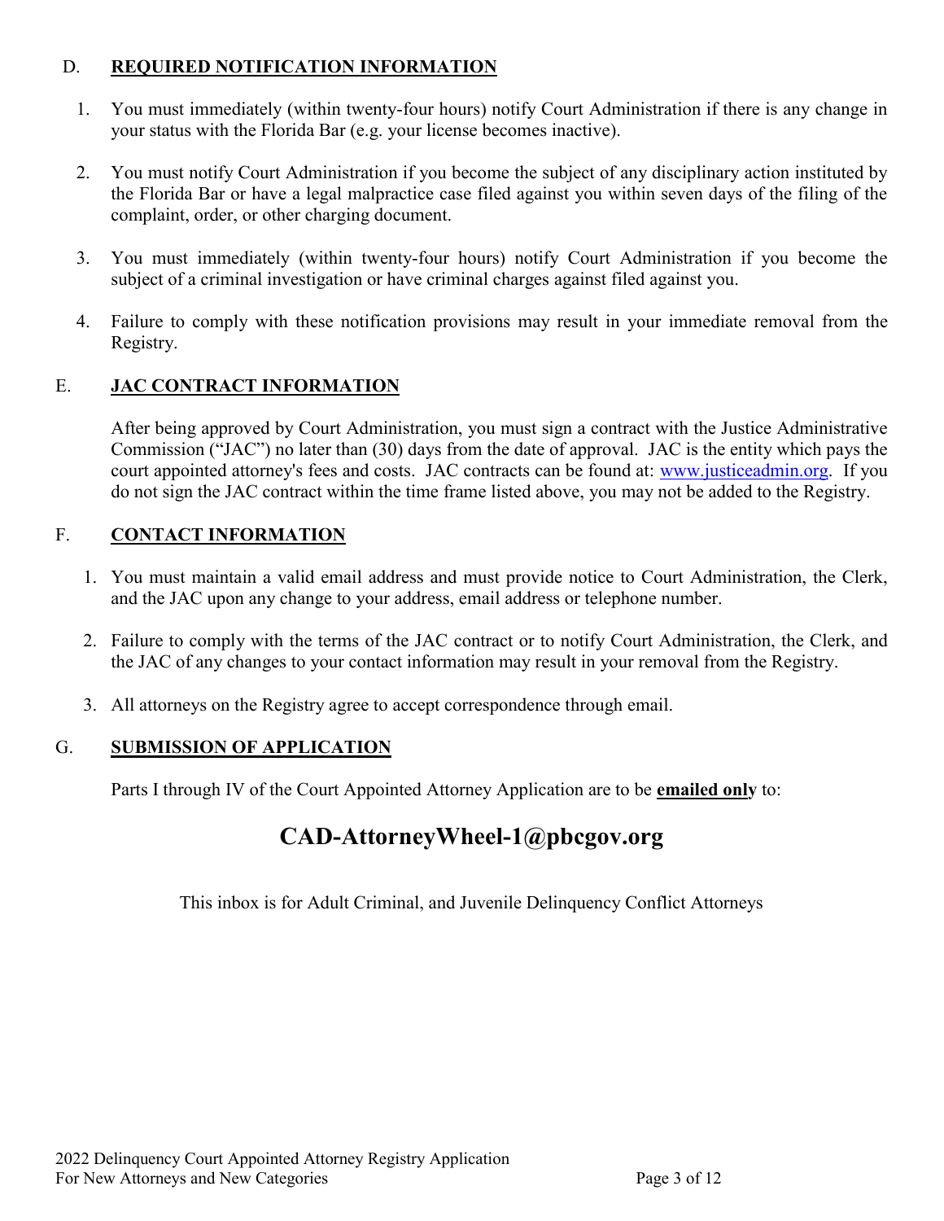## D. REQUIRED NOTIFICATION INFORMATION

1. You must immediately (within twenty-four hours) notify Court Administration if there is any change in your status with the Florida Bar (e.g. your license becomes inactive).

2. You must notify Court Administration if you become the subject of any disciplinary action instituted by the Florida Bar or have a legal malpractice case filed against you within seven days of the filing of the complaint, order, or other charging document.

3. You must immediately (within twenty-four hours) notify Court Administration if you become the subject of a criminal investigation or have criminal charges against filed against you.

4. Failure to comply with these notification provisions may result in your immediate removal from the Registry.

## E. JAC CONTRACT INFORMATION

After being approved by Court Administration, you must sign a contract with the Justice Administrative Commission ("JAC") no later than (30) days from the date of approval. JAC is the entity which pays the court appointed attorney's fees and costs. JAC contracts can be found at: www.justiceadmin.org. If you do not sign the JAC contract within the time frame listed above, you may not be added to the Registry.

## F. CONTACT INFORMATION

1. You must maintain a valid email address and must provide notice to Court Administration, the Clerk, and the JAC upon any change to your address, email address or telephone number.

2. Failure to comply with the terms of the JAC contract or to notify Court Administration, the Clerk, and the JAC of any changes to your contact information may result in your removal from the Registry.

3. All attorneys on the Registry agree to accept correspondence through email.

## G. SUBMISSION OF APPLICATION

Parts I through IV of the Court Appointed Attorney Application are to be **emailed only** to:

# CAD-AttorneyWheel-1@pbcgov.org

This inbox is for Adult Criminal, and Juvenile Delinquency Conflict Attorneys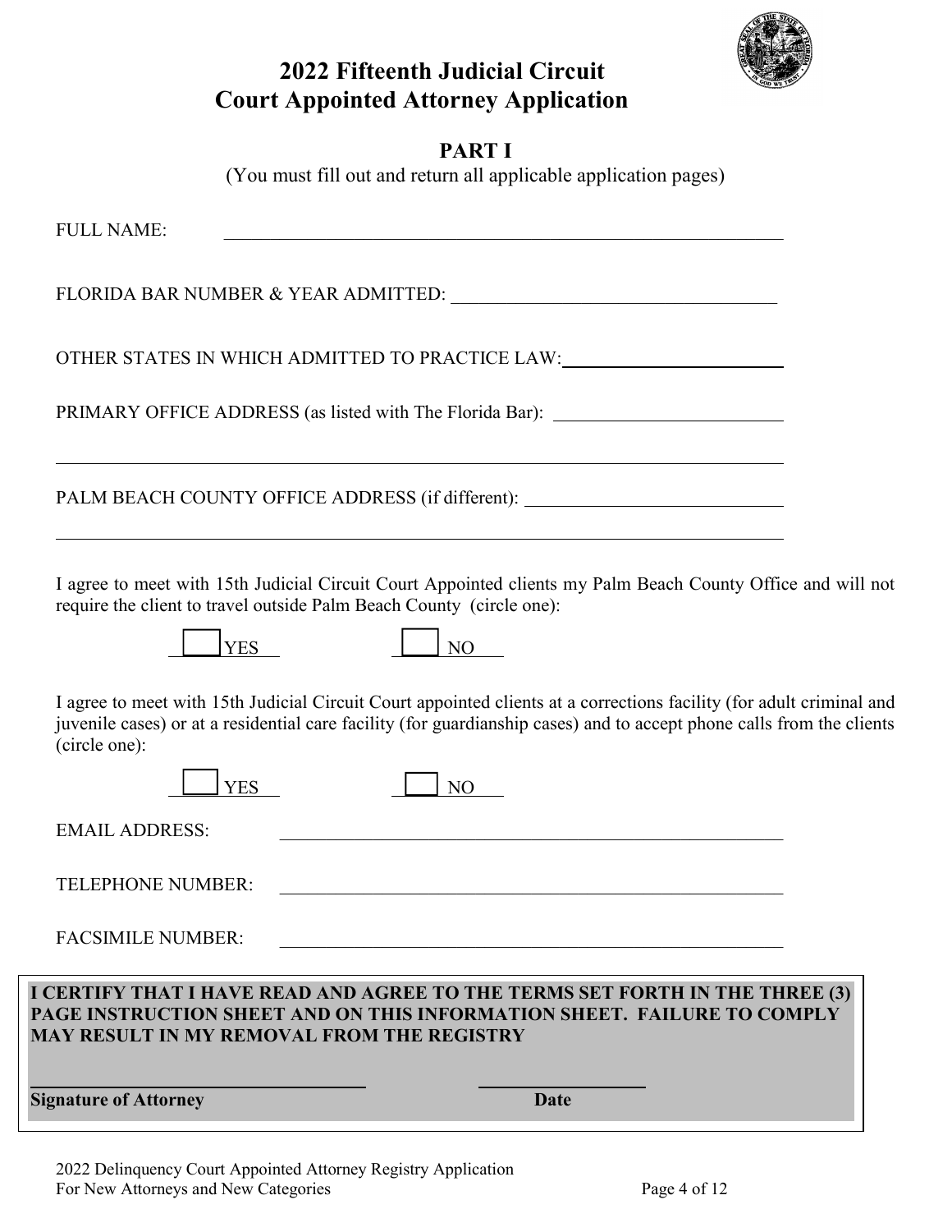# 2022 Fifteenth Judicial Circuit
# Court Appointed Attorney Application

## PART I

(You must fill out and return all applicable application pages)

FULL NAME: ______________________________________________

FLORIDA BAR NUMBER & YEAR ADMITTED: ______________________________

OTHER STATES IN WHICH ADMITTED TO PRACTICE LAW: ____________________

PRIMARY OFFICE ADDRESS (as listed with The Florida Bar): ____________________

______________________________________________

PALM BEACH COUNTY OFFICE ADDRESS (if different): ____________________

______________________________________________

I agree to meet with 15th Judicial Circuit Court Appointed clients my Palm Beach County Office and will not require the client to travel outside Palm Beach County (circle one):

☐ YES ☐ NO

I agree to meet with 15th Judicial Circuit Court appointed clients at a corrections facility (for adult criminal and juvenile cases) or at a residential care facility (for guardianship cases) and to accept phone calls from the clients (circle one):

☐ YES ☐ NO

EMAIL ADDRESS: ______________________________________________

TELEPHONE NUMBER: ______________________________________________

FACSIMILE NUMBER: ______________________________________________

**I CERTIFY THAT I HAVE READ AND AGREE TO THE TERMS SET FORTH IN THE THREE (3) PAGE INSTRUCTION SHEET AND ON THIS INFORMATION SHEET. FAILURE TO COMPLY MAY RESULT IN MY REMOVAL FROM THE REGISTRY**

______________________________ ____________________

**Signature of Attorney** **Date**

2022 Delinquency Court Appointed Attorney Registry Application
For New Attorneys and New Categories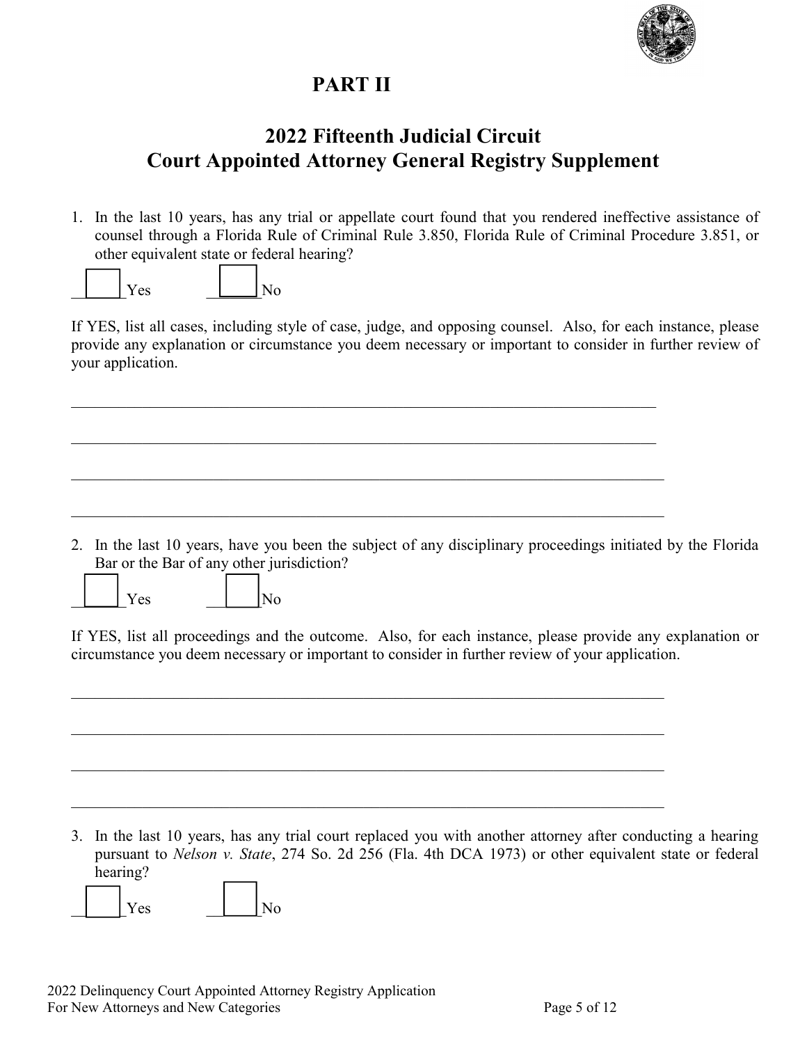# PART II

## 2022 Fifteenth Judicial Circuit
## Court Appointed Attorney General Registry Supplement

1. In the last 10 years, has any trial or appellate court found that you rendered ineffective assistance of counsel through a Florida Rule of Criminal Rule 3.850, Florida Rule of Criminal Procedure 3.851, or other equivalent state or federal hearing?

☐ Yes ☐ No

If YES, list all cases, including style of case, judge, and opposing counsel. Also, for each instance, please provide any explanation or circumstance you deem necessary or important to consider in further review of your application.

\_\_\_\_\_\_\_\_\_\_\_\_\_\_\_\_\_\_\_\_\_\_\_\_\_\_\_\_\_\_\_\_\_\_\_\_\_\_\_\_\_\_\_\_\_\_\_\_\_\_\_\_\_\_\_\_\_\_\_\_\_\_\_\_\_\_\_\_\_\_\_\_

\_\_\_\_\_\_\_\_\_\_\_\_\_\_\_\_\_\_\_\_\_\_\_\_\_\_\_\_\_\_\_\_\_\_\_\_\_\_\_\_\_\_\_\_\_\_\_\_\_\_\_\_\_\_\_\_\_\_\_\_\_\_\_\_\_\_\_\_\_\_\_\_

\_\_\_\_\_\_\_\_\_\_\_\_\_\_\_\_\_\_\_\_\_\_\_\_\_\_\_\_\_\_\_\_\_\_\_\_\_\_\_\_\_\_\_\_\_\_\_\_\_\_\_\_\_\_\_\_\_\_\_\_\_\_\_\_\_\_\_\_\_\_\_\_

\_\_\_\_\_\_\_\_\_\_\_\_\_\_\_\_\_\_\_\_\_\_\_\_\_\_\_\_\_\_\_\_\_\_\_\_\_\_\_\_\_\_\_\_\_\_\_\_\_\_\_\_\_\_\_\_\_\_\_\_\_\_\_\_\_\_\_\_\_\_\_\_

2. In the last 10 years, have you been the subject of any disciplinary proceedings initiated by the Florida Bar or the Bar of any other jurisdiction?

☐ Yes ☐ No

If YES, list all proceedings and the outcome. Also, for each instance, please provide any explanation or circumstance you deem necessary or important to consider in further review of your application.

\_\_\_\_\_\_\_\_\_\_\_\_\_\_\_\_\_\_\_\_\_\_\_\_\_\_\_\_\_\_\_\_\_\_\_\_\_\_\_\_\_\_\_\_\_\_\_\_\_\_\_\_\_\_\_\_\_\_\_\_\_\_\_\_\_\_\_\_\_\_\_\_

\_\_\_\_\_\_\_\_\_\_\_\_\_\_\_\_\_\_\_\_\_\_\_\_\_\_\_\_\_\_\_\_\_\_\_\_\_\_\_\_\_\_\_\_\_\_\_\_\_\_\_\_\_\_\_\_\_\_\_\_\_\_\_\_\_\_\_\_\_\_\_\_

\_\_\_\_\_\_\_\_\_\_\_\_\_\_\_\_\_\_\_\_\_\_\_\_\_\_\_\_\_\_\_\_\_\_\_\_\_\_\_\_\_\_\_\_\_\_\_\_\_\_\_\_\_\_\_\_\_\_\_\_\_\_\_\_\_\_\_\_\_\_\_\_

\_\_\_\_\_\_\_\_\_\_\_\_\_\_\_\_\_\_\_\_\_\_\_\_\_\_\_\_\_\_\_\_\_\_\_\_\_\_\_\_\_\_\_\_\_\_\_\_\_\_\_\_\_\_\_\_\_\_\_\_\_\_\_\_\_\_\_\_\_\_\_\_

3. In the last 10 years, has any trial court replaced you with another attorney after conducting a hearing pursuant to *Nelson v. State*, 274 So. 2d 256 (Fla. 4th DCA 1973) or other equivalent state or federal hearing?

☐ Yes ☐ No

2022 Delinquency Court Appointed Attorney Registry Application
For New Attorneys and New Categories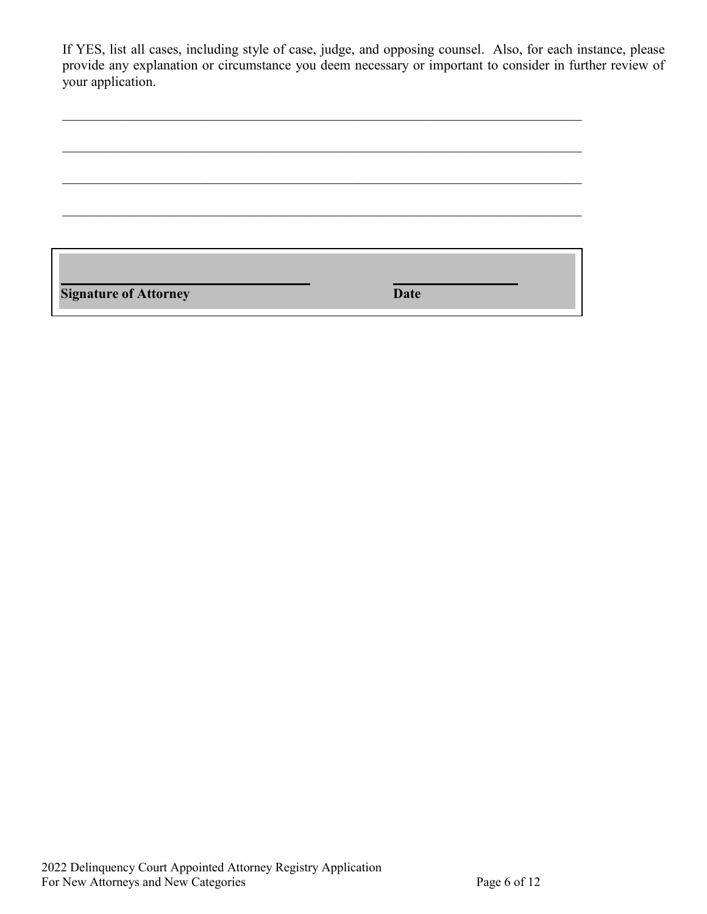If YES, list all cases, including style of case, judge, and opposing counsel. Also, for each instance, please provide any explanation or circumstance you deem necessary or important to consider in further review of your application.

\_\_\_\_\_\_\_\_\_\_\_\_\_\_\_\_\_\_\_\_\_\_\_\_\_\_\_\_\_\_\_\_\_\_\_\_\_\_\_\_\_\_\_\_\_\_\_\_\_\_\_\_\_\_\_\_\_\_\_\_\_\_\_\_\_\_\_\_\_\_\_\_

\_\_\_\_\_\_\_\_\_\_\_\_\_\_\_\_\_\_\_\_\_\_\_\_\_\_\_\_\_\_\_\_\_\_\_\_\_\_\_\_\_\_\_\_\_\_\_\_\_\_\_\_\_\_\_\_\_\_\_\_\_\_\_\_\_\_\_\_\_\_\_\_

\_\_\_\_\_\_\_\_\_\_\_\_\_\_\_\_\_\_\_\_\_\_\_\_\_\_\_\_\_\_\_\_\_\_\_\_\_\_\_\_\_\_\_\_\_\_\_\_\_\_\_\_\_\_\_\_\_\_\_\_\_\_\_\_\_\_\_\_\_\_\_\_

\_\_\_\_\_\_\_\_\_\_\_\_\_\_\_\_\_\_\_\_\_\_\_\_\_\_\_\_\_\_\_\_\_\_\_\_\_\_\_\_\_\_\_\_\_\_\_\_\_\_\_\_\_\_\_\_\_\_\_\_\_\_\_\_\_\_\_\_\_\_\_\_

| \_\_\_\_\_\_\_\_\_\_\_\_\_\_\_\_\_\_\_\_\_\_\_\_\_\_\_\_\_\_\_\_ | \_\_\_\_\_\_\_\_\_\_\_\_\_\_\_\_ |
| --- | --- |
| **Signature of Attorney** | **Date** |

2022 Delinquency Court Appointed Attorney Registry Application
For New Attorneys and New Categories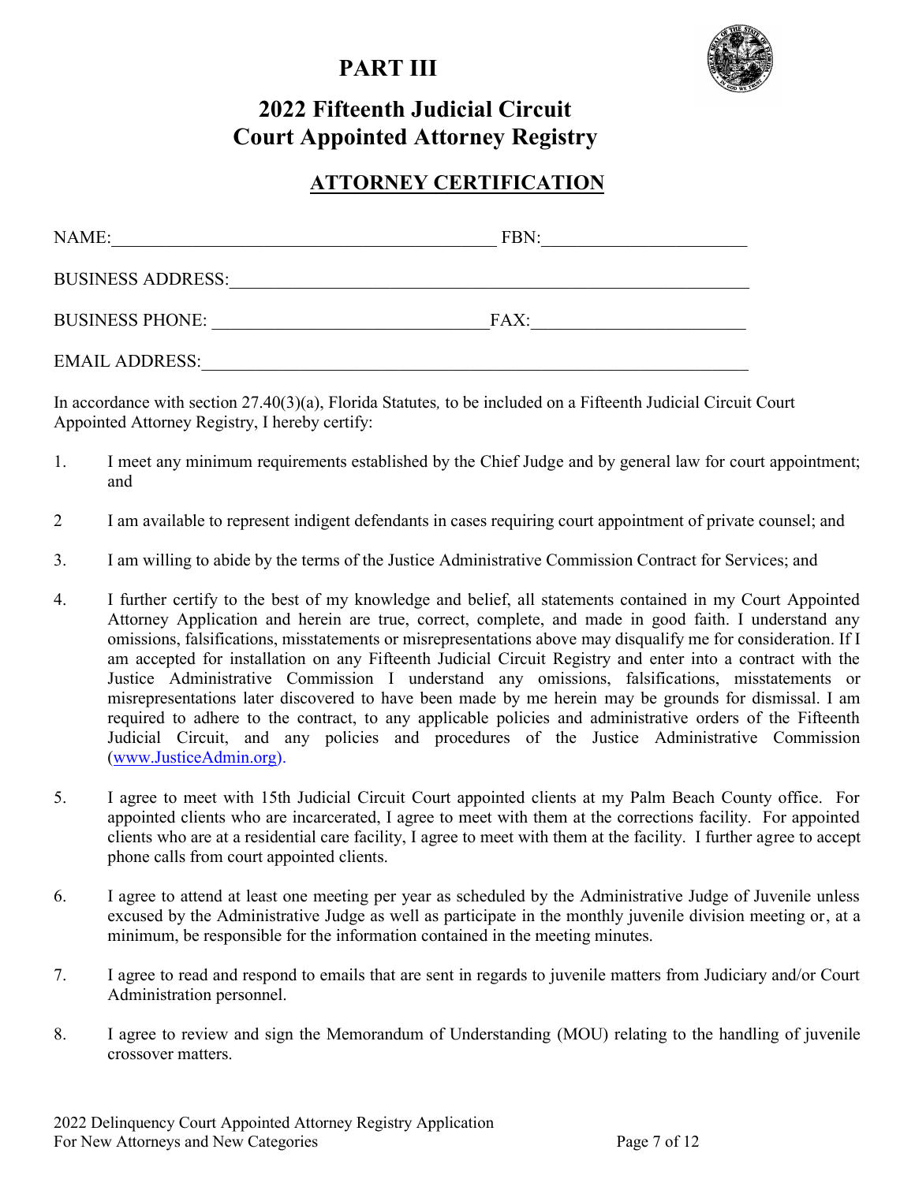# PART III

## 2022 Fifteenth Judicial Circuit Court Appointed Attorney Registry

### ATTORNEY CERTIFICATION

NAME:_____________________________________________ FBN:______________________

BUSINESS ADDRESS:___________________________________________________________

BUSINESS PHONE: _______________________________FAX:________________________

EMAIL ADDRESS:______________________________________________________________

In accordance with section 27.40(3)(a), Florida Statutes, to be included on a Fifteenth Judicial Circuit Court Appointed Attorney Registry, I hereby certify:

1. I meet any minimum requirements established by the Chief Judge and by general law for court appointment; and

2. I am available to represent indigent defendants in cases requiring court appointment of private counsel; and

3. I am willing to abide by the terms of the Justice Administrative Commission Contract for Services; and

4. I further certify to the best of my knowledge and belief, all statements contained in my Court Appointed Attorney Application and herein are true, correct, complete, and made in good faith. I understand any omissions, falsifications, misstatements or misrepresentations above may disqualify me for consideration. If I am accepted for installation on any Fifteenth Judicial Circuit Registry and enter into a contract with the Justice Administrative Commission I understand any omissions, falsifications, misstatements or misrepresentations later discovered to have been made by me herein may be grounds for dismissal. I am required to adhere to the contract, to any applicable policies and administrative orders of the Fifteenth Judicial Circuit, and any policies and procedures of the Justice Administrative Commission (www.JusticeAdmin.org).

5. I agree to meet with 15th Judicial Circuit Court appointed clients at my Palm Beach County office. For appointed clients who are incarcerated, I agree to meet with them at the corrections facility. For appointed clients who are at a residential care facility, I agree to meet with them at the facility. I further agree to accept phone calls from court appointed clients.

6. I agree to attend at least one meeting per year as scheduled by the Administrative Judge of Juvenile unless excused by the Administrative Judge as well as participate in the monthly juvenile division meeting or, at a minimum, be responsible for the information contained in the meeting minutes.

7. I agree to read and respond to emails that are sent in regards to juvenile matters from Judiciary and/or Court Administration personnel.

8. I agree to review and sign the Memorandum of Understanding (MOU) relating to the handling of juvenile crossover matters.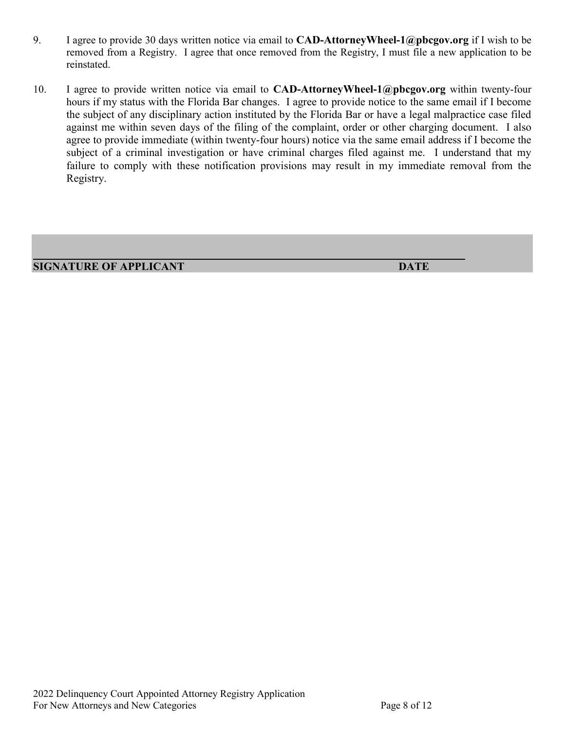9. I agree to provide 30 days written notice via email to **CAD-AttorneyWheel-1@pbcgov.org** if I wish to be removed from a Registry. I agree that once removed from the Registry, I must file a new application to be reinstated.

10. I agree to provide written notice via email to **CAD-AttorneyWheel-1@pbcgov.org** within twenty-four hours if my status with the Florida Bar changes. I agree to provide notice to the same email if I become the subject of any disciplinary action instituted by the Florida Bar or have a legal malpractice case filed against me within seven days of the filing of the complaint, order or other charging document. I also agree to provide immediate (within twenty-four hours) notice via the same email address if I become the subject of a criminal investigation or have criminal charges filed against me. I understand that my failure to comply with these notification provisions may result in my immediate removal from the Registry.

\_\_\_\_\_\_\_\_\_\_\_\_\_\_\_\_\_\_\_\_\_\_\_\_\_\_\_\_\_\_\_\_\_\_\_\_\_\_\_\_\_\_\_\_\_\_\_\_\_\_\_\_\_\_\_\_\_\_\_\_

**SIGNATURE OF APPLICANT** **DATE**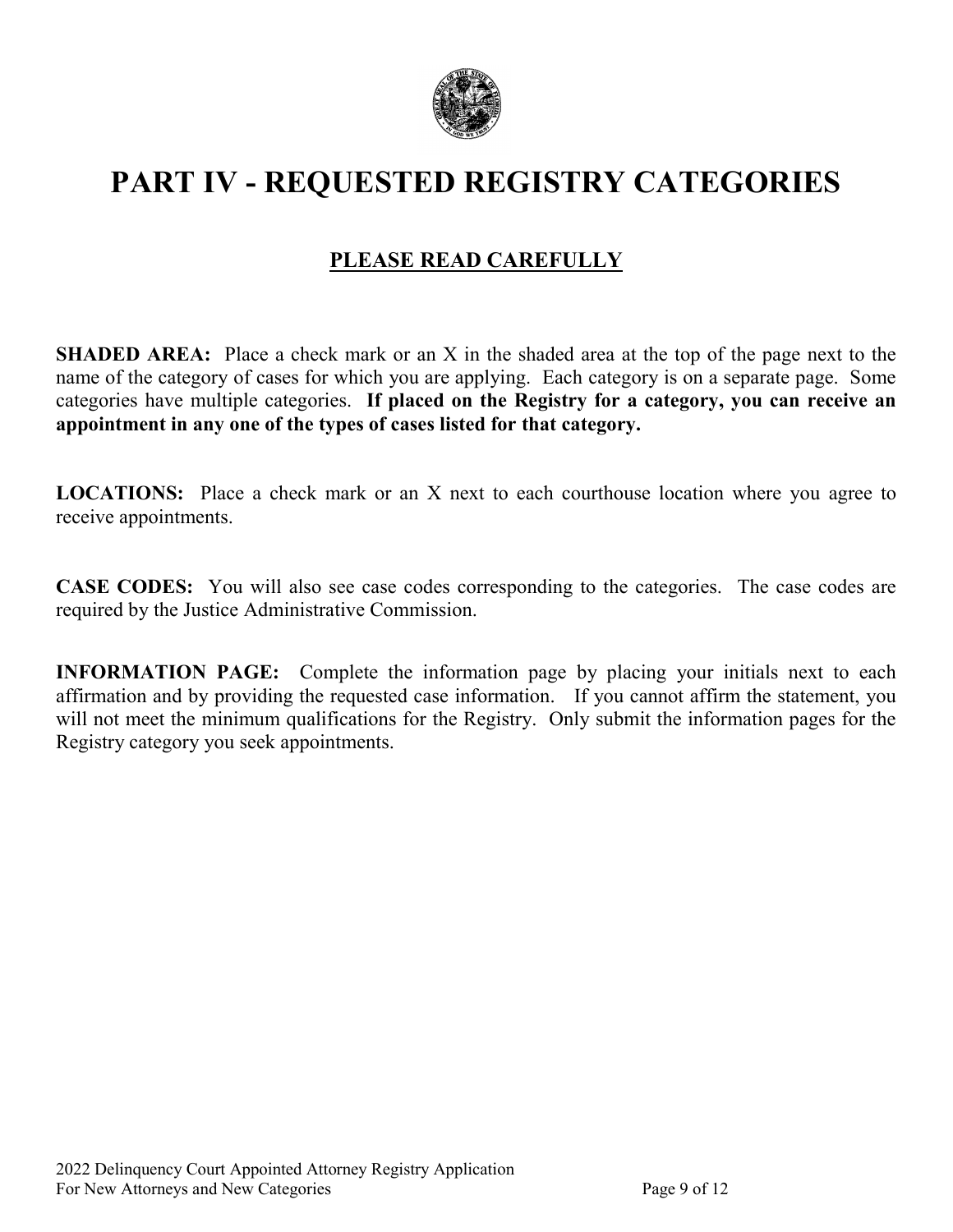# PART IV - REQUESTED REGISTRY CATEGORIES

## PLEASE READ CAREFULLY

**SHADED AREA:** Place a check mark or an X in the shaded area at the top of the page next to the name of the category of cases for which you are applying. Each category is on a separate page. Some categories have multiple categories. **If placed on the Registry for a category, you can receive an appointment in any one of the types of cases listed for that category.**

**LOCATIONS:** Place a check mark or an X next to each courthouse location where you agree to receive appointments.

**CASE CODES:** You will also see case codes corresponding to the categories. The case codes are required by the Justice Administrative Commission.

**INFORMATION PAGE:** Complete the information page by placing your initials next to each affirmation and by providing the requested case information. If you cannot affirm the statement, you will not meet the minimum qualifications for the Registry. Only submit the information pages for the Registry category you seek appointments.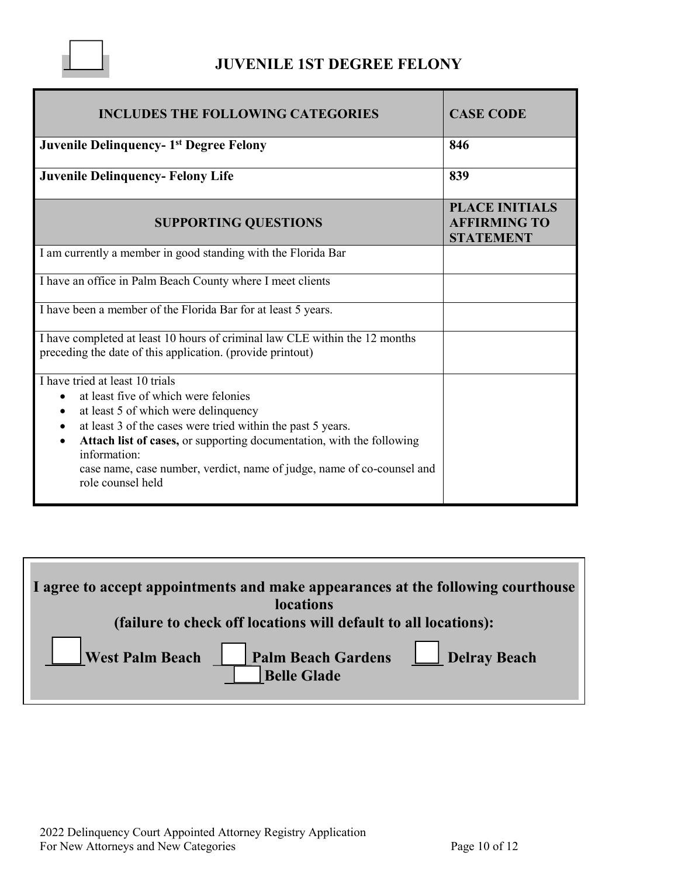☐ **JUVENILE 1ST DEGREE FELONY**

| INCLUDES THE FOLLOWING CATEGORIES | CASE CODE |
|---|---|
| **Juvenile Delinquency- 1st Degree Felony** | **846** |
| **Juvenile Delinquency- Felony Life** | **839** |
| **SUPPORTING QUESTIONS** | **PLACE INITIALS AFFIRMING TO STATEMENT** |
| I am currently a member in good standing with the Florida Bar | |
| I have an office in Palm Beach County where I meet clients | |
| I have been a member of the Florida Bar for at least 5 years. | |
| I have completed at least 10 hours of criminal law CLE within the 12 months preceding the date of this application. (provide printout) | |
| I have tried at least 10 trials<br>• at least five of which were felonies<br>• at least 5 of which were delinquency<br>• at least 3 of the cases were tried within the past 5 years.<br>• **Attach list of cases,** or supporting documentation, with the following information:<br>case name, case number, verdict, name of judge, name of co-counsel and role counsel held | |

**I agree to accept appointments and make appearances at the following courthouse locations**
**(failure to check off locations will default to all locations):**

☐ **West Palm Beach** ☐ **Palm Beach Gardens** ☐ **Delray Beach** ☐ **Belle Glade**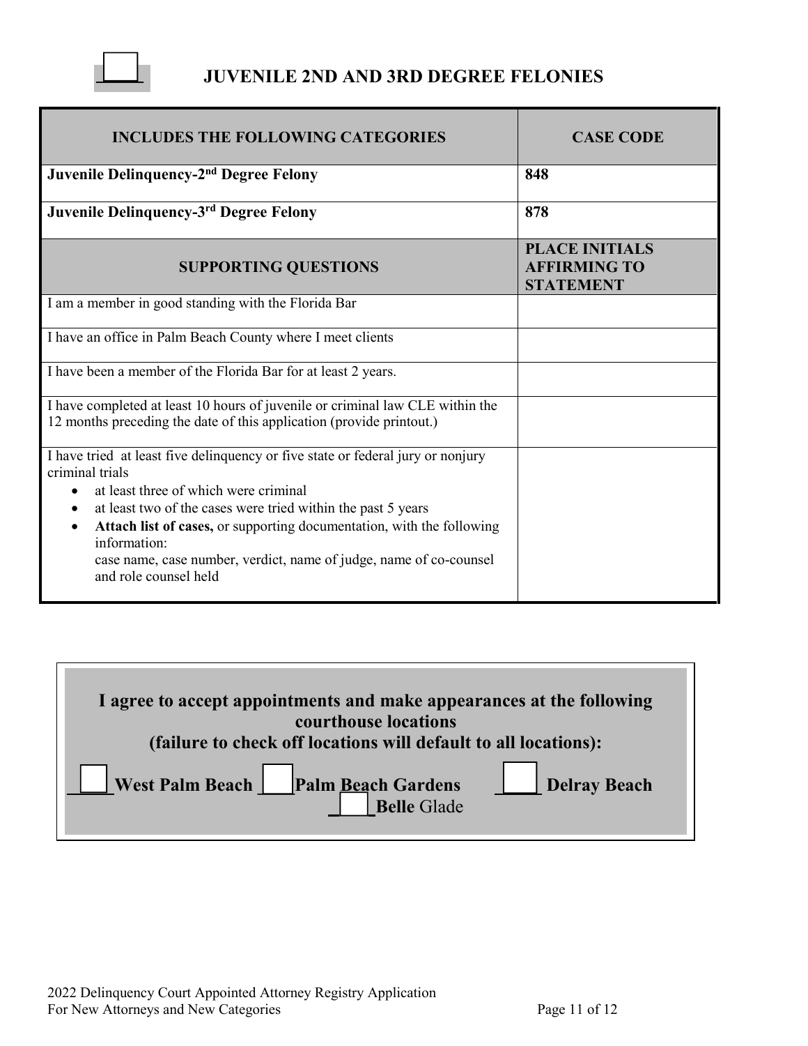☐ **JUVENILE 2ND AND 3RD DEGREE FELONIES**

| INCLUDES THE FOLLOWING CATEGORIES | CASE CODE |
|---|---|
| **Juvenile Delinquency-2nd Degree Felony** | **848** |
| **Juvenile Delinquency-3rd Degree Felony** | **878** |
| **SUPPORTING QUESTIONS** | **PLACE INITIALS AFFIRMING TO STATEMENT** |
| I am a member in good standing with the Florida Bar | |
| I have an office in Palm Beach County where I meet clients | |
| I have been a member of the Florida Bar for at least 2 years. | |
| I have completed at least 10 hours of juvenile or criminal law CLE within the 12 months preceding the date of this application (provide printout.) | |
| I have tried at least five delinquency or five state or federal jury or nonjury criminal trials<br>• at least three of which were criminal<br>• at least two of the cases were tried within the past 5 years<br>• **Attach list of cases,** or supporting documentation, with the following information: case name, case number, verdict, name of judge, name of co-counsel and role counsel held | |

**I agree to accept appointments and make appearances at the following courthouse locations (failure to check off locations will default to all locations):**

☐ **West Palm Beach** ☐ **Palm Beach Gardens** ☐ **Delray Beach** ☐ **Belle** Glade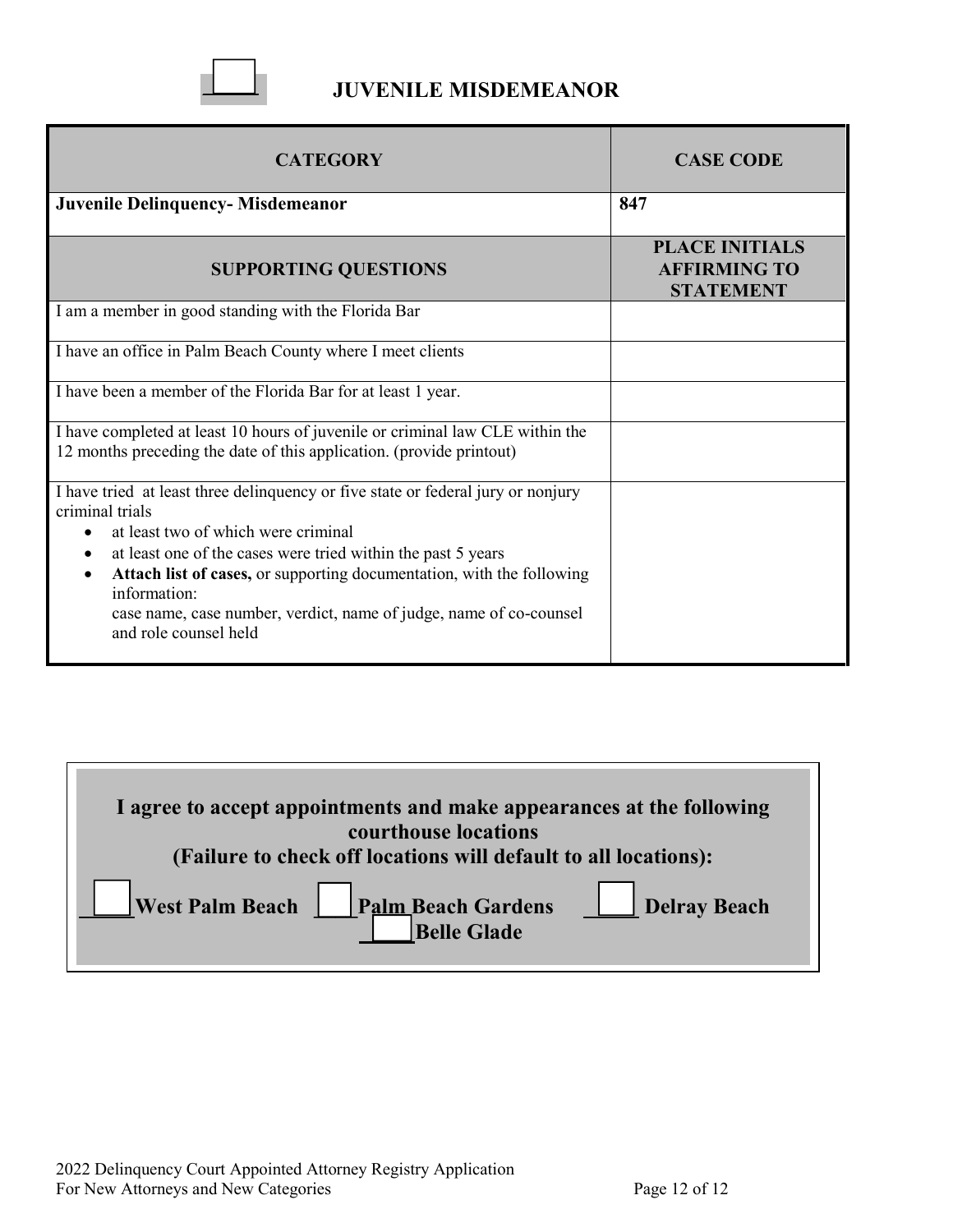☐ **JUVENILE MISDEMEANOR**

| CATEGORY | CASE CODE |
|---|---|
| **Juvenile Delinquency- Misdemeanor** | **847** |
| **SUPPORTING QUESTIONS** | **PLACE INITIALS AFFIRMING TO STATEMENT** |
| I am a member in good standing with the Florida Bar | |
| I have an office in Palm Beach County where I meet clients | |
| I have been a member of the Florida Bar for at least 1 year. | |
| I have completed at least 10 hours of juvenile or criminal law CLE within the 12 months preceding the date of this application. (provide printout) | |
| I have tried at least three delinquency or five state or federal jury or nonjury criminal trials<br>• at least two of which were criminal<br>• at least one of the cases were tried within the past 5 years<br>• **Attach list of cases,** or supporting documentation, with the following information:<br>case name, case number, verdict, name of judge, name of co-counsel and role counsel held | |

**I agree to accept appointments and make appearances at the following courthouse locations**
**(Failure to check off locations will default to all locations):**

☐ **West Palm Beach** ☐ **Palm Beach Gardens** ☐ **Delray Beach** ☐ **Belle Glade**

2022 Delinquency Court Appointed Attorney Registry Application
For New Attorneys and New Categories